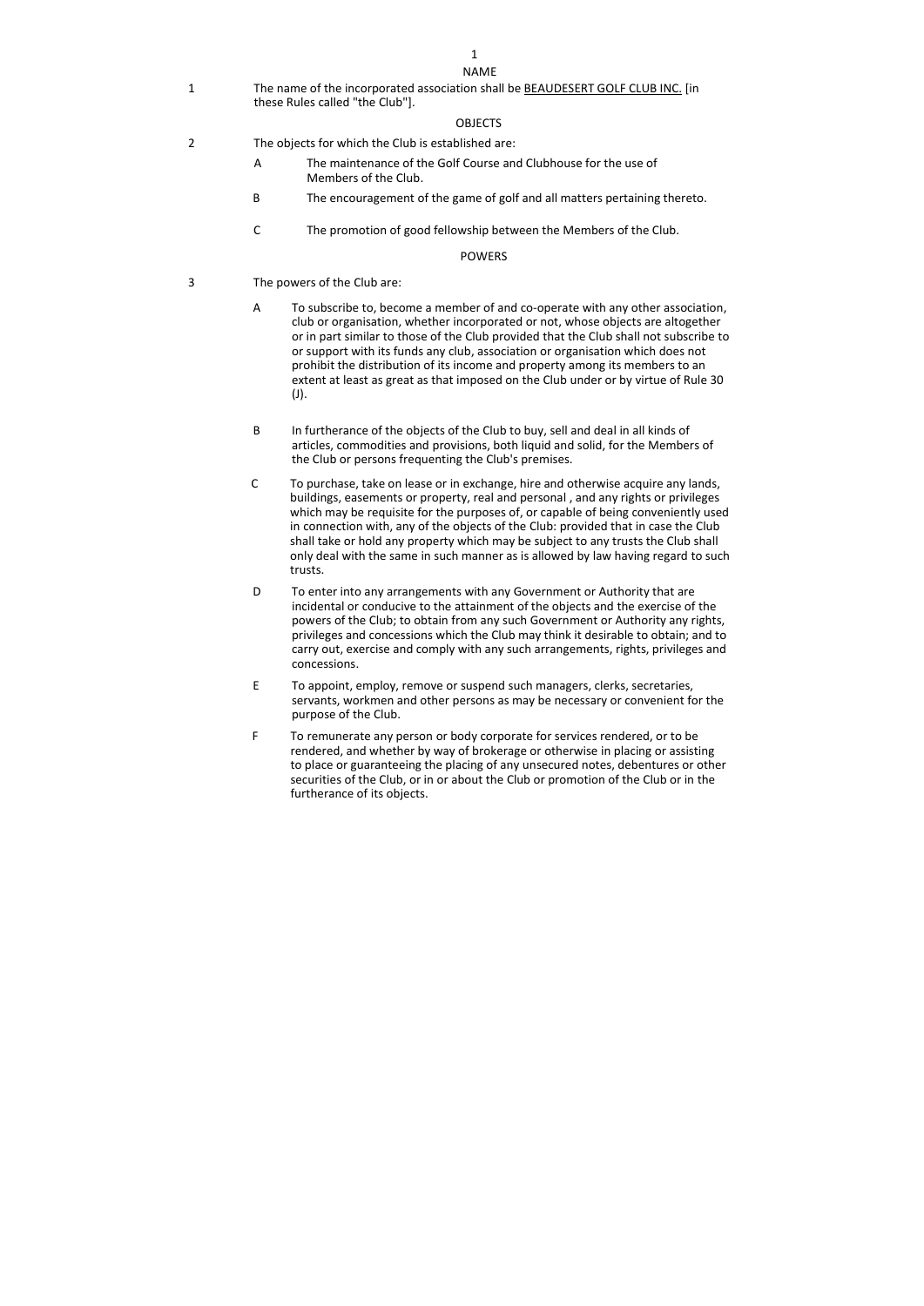## NAME

1 The name of the incorporated association shall be BEAUDESERT GOLF CLUB INC. [in these Rules called "the Club"].

## OBJECTS

2 The objects for which the Club is established are:

A The maintenance of the Golf Course and Clubhouse for the use of Members of the Club.

B The encouragement of the game of golf and all matters pertaining thereto.

C The promotion of good fellowship between the Members of the Club.

## POWERS

3 The powers of the Club are:

A To subscribe to, become a member of and co-operate with any other association, club or organisation, whether incorporated or not, whose objects are altogether or in part similar to those of the Club provided that the Club shall not subscribe to or support with its funds any club, association or organisation which does not prohibit the distribution of its income and property among its members to an extent at least as great as that imposed on the Club under or by virtue of Rule 30 (J).

B In furtherance of the objects of the Club to buy, sell and deal in all kinds of articles, commodities and provisions, both liquid and solid, for the Members of the Club or persons frequenting the Club's premises.

C To purchase, take on lease or in exchange, hire and otherwise acquire any lands, buildings, easements or property, real and personal , and any rights or privileges which may be requisite for the purposes of, or capable of being conveniently used in connection with, any of the objects of the Club: provided that in case the Club shall take or hold any property which may be subject to any trusts the Club shall only deal with the same in such manner as is allowed by law having regard to such trusts.

D To enter into any arrangements with any Government or Authority that are incidental or conducive to the attainment of the objects and the exercise of the powers of the Club; to obtain from any such Government or Authority any rights, privileges and concessions which the Club may think it desirable to obtain; and to carry out, exercise and comply with any such arrangements, rights, privileges and concessions.

E To appoint, employ, remove or suspend such managers, clerks, secretaries, servants, workmen and other persons as may be necessary or convenient for the purpose of the Club.

F To remunerate any person or body corporate for services rendered, or to be rendered, and whether by way of brokerage or otherwise in placing or assisting to place or guaranteeing the placing of any unsecured notes, debentures or other securities of the Club, or in or about the Club or promotion of the Club or in the furtherance of its objects.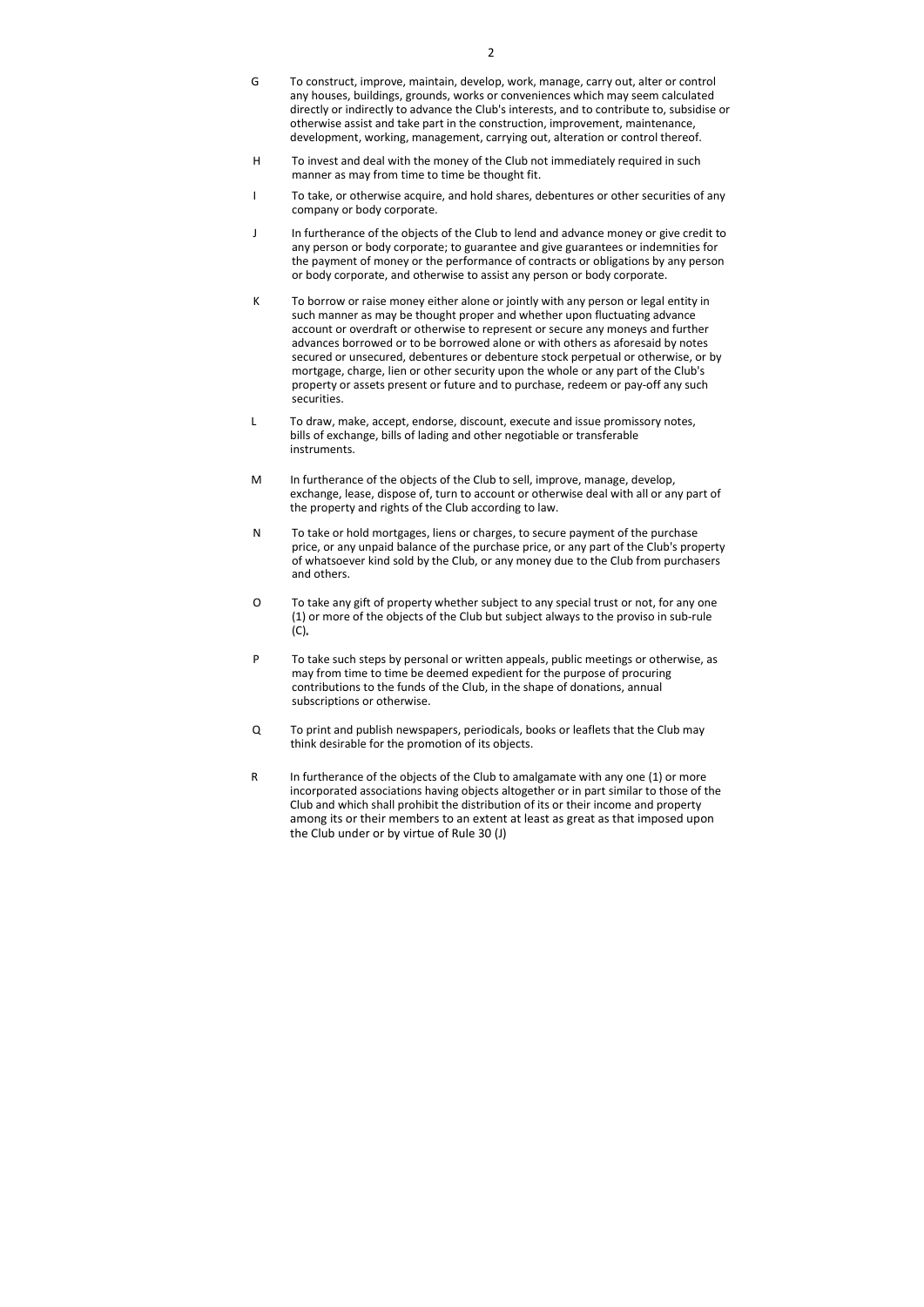G To construct, improve, maintain, develop, work, manage, carry out, alter or control any houses, buildings, grounds, works or conveniences which may seem calculated directly or indirectly to advance the Club's interests, and to contribute to, subsidise or otherwise assist and take part in the construction, improvement, maintenance, development, working, management, carrying out, alteration or control thereof.

H To invest and deal with the money of the Club not immediately required in such manner as may from time to time be thought fit.

I To take, or otherwise acquire, and hold shares, debentures or other securities of any company or body corporate.

J In furtherance of the objects of the Club to lend and advance money or give credit to any person or body corporate; to guarantee and give guarantees or indemnities for the payment of money or the performance of contracts or obligations by any person or body corporate, and otherwise to assist any person or body corporate.

K To borrow or raise money either alone or jointly with any person or legal entity in such manner as may be thought proper and whether upon fluctuating advance account or overdraft or otherwise to represent or secure any moneys and further advances borrowed or to be borrowed alone or with others as aforesaid by notes secured or unsecured, debentures or debenture stock perpetual or otherwise, or by mortgage, charge, lien or other security upon the whole or any part of the Club's property or assets present or future and to purchase, redeem or pay-off any such securities.

L To draw, make, accept, endorse, discount, execute and issue promissory notes, bills of exchange, bills of lading and other negotiable or transferable instruments.

M In furtherance of the objects of the Club to sell, improve, manage, develop, exchange, lease, dispose of, turn to account or otherwise deal with all or any part of the property and rights of the Club according to law.

N To take or hold mortgages, liens or charges, to secure payment of the purchase price, or any unpaid balance of the purchase price, or any part of the Club's property of whatsoever kind sold by the Club, or any money due to the Club from purchasers and others.

O To take any gift of property whether subject to any special trust or not, for any one (1) or more of the objects of the Club but subject always to the proviso in sub-rule (C)**.**

P To take such steps by personal or written appeals, public meetings or otherwise, as may from time to time be deemed expedient for the purpose of procuring contributions to the funds of the Club, in the shape of donations, annual subscriptions or otherwise.

Q To print and publish newspapers, periodicals, books or leaflets that the Club may think desirable for the promotion of its objects.

R In furtherance of the objects of the Club to amalgamate with any one (1) or more incorporated associations having objects altogether or in part similar to those of the Club and which shall prohibit the distribution of its or their income and property among its or their members to an extent at least as great as that imposed upon the Club under or by virtue of Rule 30 (J)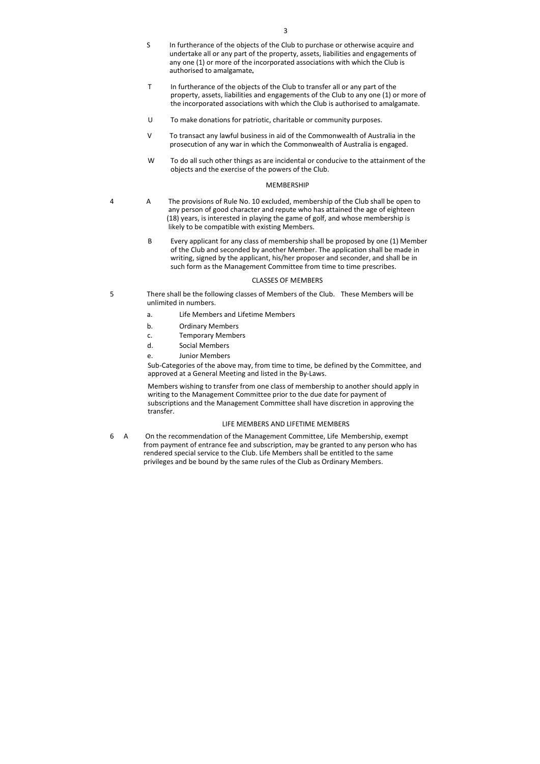S In furtherance of the objects of the Club to purchase or otherwise acquire and undertake all or any part of the property, assets, liabilities and engagements of any one (1) or more of the incorporated associations with which the Club is authorised to amalgamate.

T In furtherance of the objects of the Club to transfer all or any part of the property, assets, liabilities and engagements of the Club to any one (1) or more of the incorporated associations with which the Club is authorised to amalgamate.

U To make donations for patriotic, charitable or community purposes.

V To transact any lawful business in aid of the Commonwealth of Australia in the prosecution of any war in which the Commonwealth of Australia is engaged.

W To do all such other things as are incidental or conducive to the attainment of the objects and the exercise of the powers of the Club.

## MEMBERSHIP

4 A The provisions of Rule No. 10 excluded, membership of the Club shall be open to any person of good character and repute who has attained the age of eighteen (18) years, is interested in playing the game of golf, and whose membership is likely to be compatible with existing Members.

B Every applicant for any class of membership shall be proposed by one (1) Member of the Club and seconded by another Member. The application shall be made in writing, signed by the applicant, his/her proposer and seconder, and shall be in such form as the Management Committee from time to time prescribes.

## CLASSES OF MEMBERS

5 There shall be the following classes of Members of the Club. These Members will be unlimited in numbers.

a. Life Members and Lifetime Members
b. Ordinary Members
c. Temporary Members
d. Social Members
e. Junior Members

Sub-Categories of the above may, from time to time, be defined by the Committee, and approved at a General Meeting and listed in the By-Laws.

Members wishing to transfer from one class of membership to another should apply in writing to the Management Committee prior to the due date for payment of subscriptions and the Management Committee shall have discretion in approving the transfer.

## LIFE MEMBERS AND LIFETIME MEMBERS

6 A On the recommendation of the Management Committee, Life Membership, exempt from payment of entrance fee and subscription, may be granted to any person who has rendered special service to the Club. Life Members shall be entitled to the same privileges and be bound by the same rules of the Club as Ordinary Members.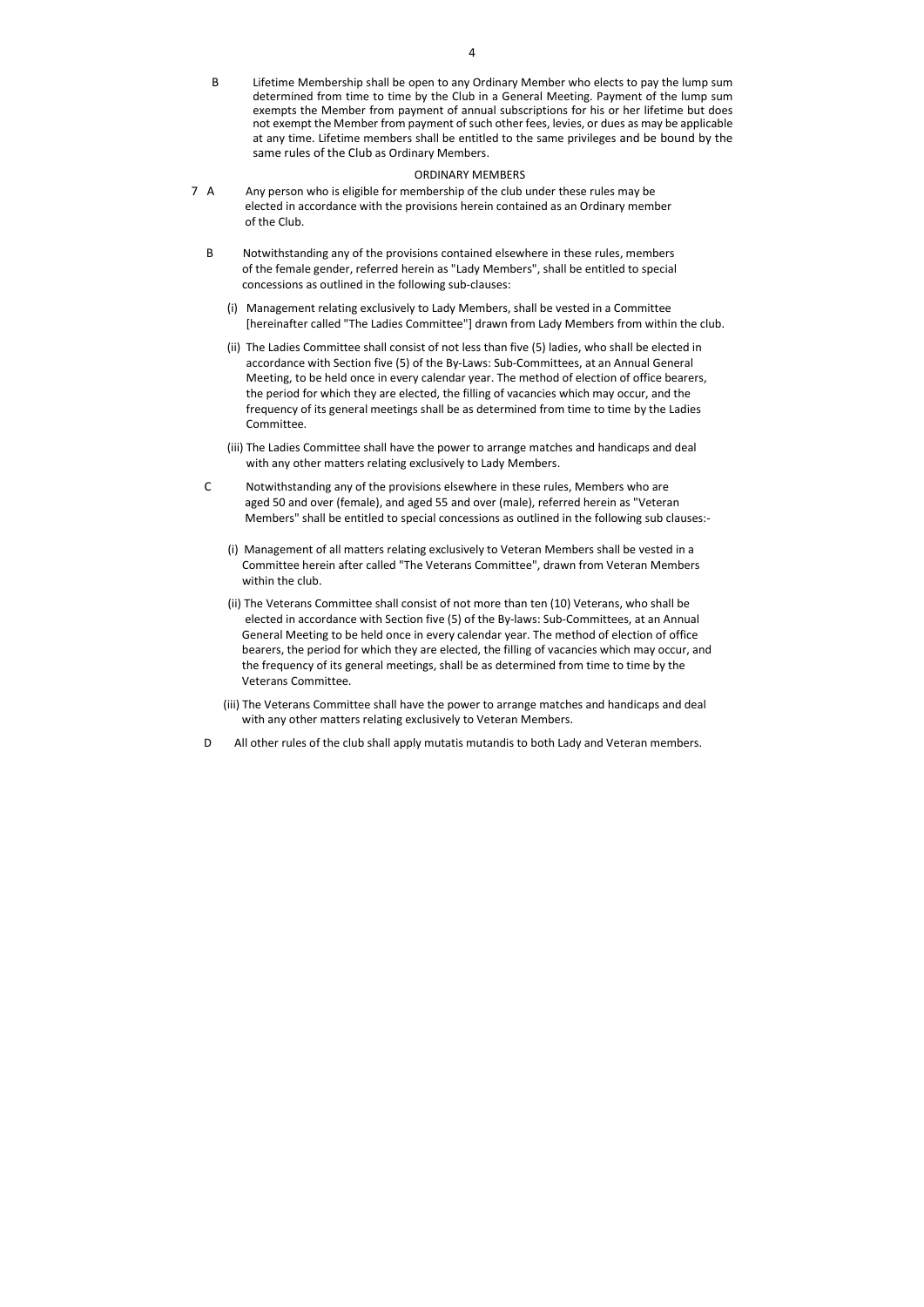B Lifetime Membership shall be open to any Ordinary Member who elects to pay the lump sum determined from time to time by the Club in a General Meeting. Payment of the lump sum exempts the Member from payment of annual subscriptions for his or her lifetime but does not exempt the Member from payment of such other fees, levies, or dues as may be applicable at any time. Lifetime members shall be entitled to the same privileges and be bound by the same rules of the Club as Ordinary Members.

ORDINARY MEMBERS

7 A Any person who is eligible for membership of the club under these rules may be elected in accordance with the provisions herein contained as an Ordinary member of the Club.

B Notwithstanding any of the provisions contained elsewhere in these rules, members of the female gender, referred herein as "Lady Members", shall be entitled to special concessions as outlined in the following sub-clauses:

(i) Management relating exclusively to Lady Members, shall be vested in a Committee [hereinafter called "The Ladies Committee"] drawn from Lady Members from within the club.

(ii) The Ladies Committee shall consist of not less than five (5) ladies, who shall be elected in accordance with Section five (5) of the By-Laws: Sub-Committees, at an Annual General Meeting, to be held once in every calendar year. The method of election of office bearers, the period for which they are elected, the filling of vacancies which may occur, and the frequency of its general meetings shall be as determined from time to time by the Ladies Committee.

(iii) The Ladies Committee shall have the power to arrange matches and handicaps and deal with any other matters relating exclusively to Lady Members.

C Notwithstanding any of the provisions elsewhere in these rules, Members who are aged 50 and over (female), and aged 55 and over (male), referred herein as "Veteran Members" shall be entitled to special concessions as outlined in the following sub clauses:-

(i) Management of all matters relating exclusively to Veteran Members shall be vested in a Committee herein after called "The Veterans Committee", drawn from Veteran Members within the club.

(ii) The Veterans Committee shall consist of not more than ten (10) Veterans, who shall be elected in accordance with Section five (5) of the By-laws: Sub-Committees, at an Annual General Meeting to be held once in every calendar year. The method of election of office bearers, the period for which they are elected, the filling of vacancies which may occur, and the frequency of its general meetings, shall be as determined from time to time by the Veterans Committee.

(iii) The Veterans Committee shall have the power to arrange matches and handicaps and deal with any other matters relating exclusively to Veteran Members.

D All other rules of the club shall apply mutatis mutandis to both Lady and Veteran members.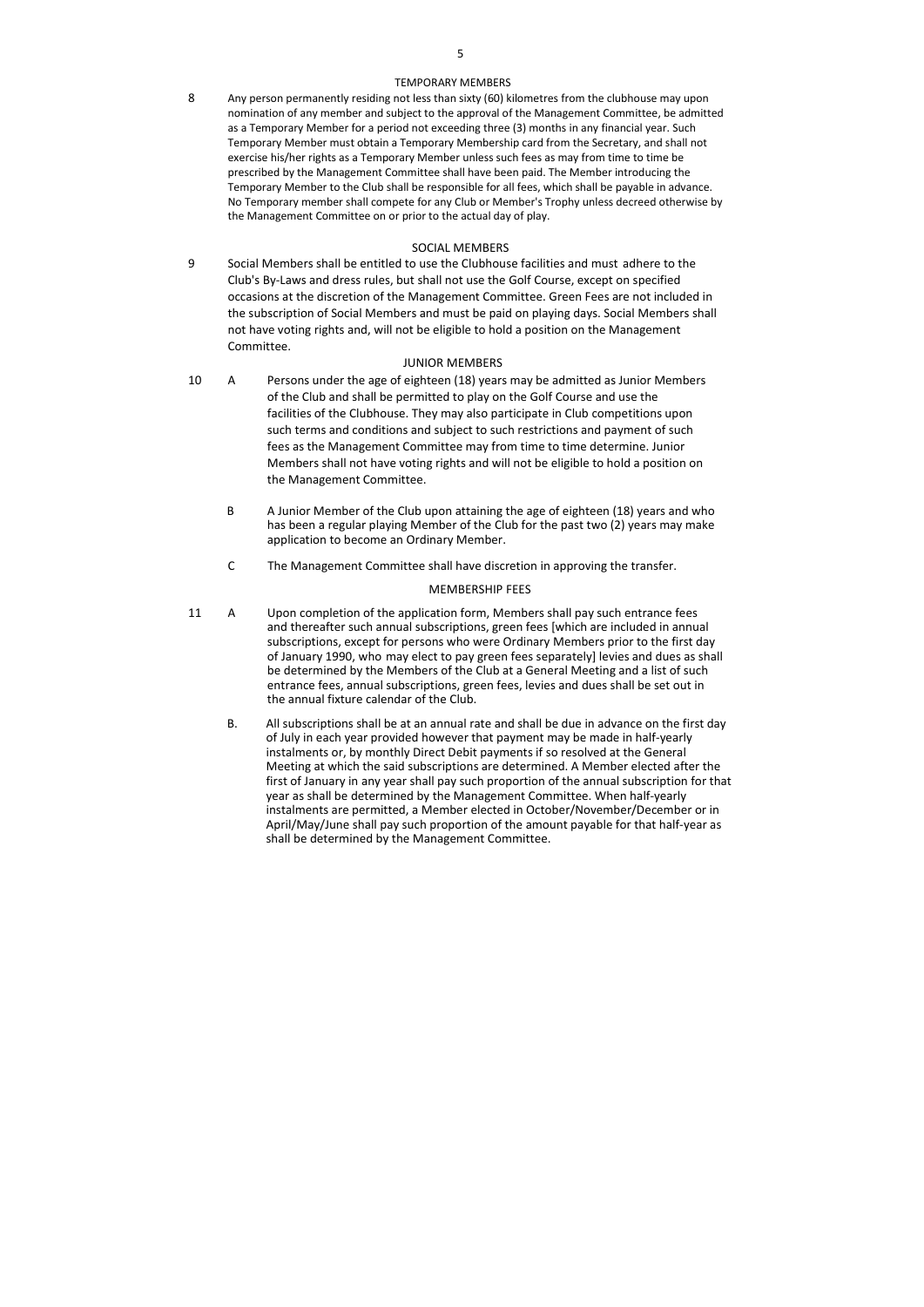## TEMPORARY MEMBERS

8 Any person permanently residing not less than sixty (60) kilometres from the clubhouse may upon nomination of any member and subject to the approval of the Management Committee, be admitted as a Temporary Member for a period not exceeding three (3) months in any financial year. Such Temporary Member must obtain a Temporary Membership card from the Secretary, and shall not exercise his/her rights as a Temporary Member unless such fees as may from time to time be prescribed by the Management Committee shall have been paid. The Member introducing the Temporary Member to the Club shall be responsible for all fees, which shall be payable in advance. No Temporary member shall compete for any Club or Member's Trophy unless decreed otherwise by the Management Committee on or prior to the actual day of play.

## SOCIAL MEMBERS

9 Social Members shall be entitled to use the Clubhouse facilities and must adhere to the Club's By-Laws and dress rules, but shall not use the Golf Course, except on specified occasions at the discretion of the Management Committee. Green Fees are not included in the subscription of Social Members and must be paid on playing days. Social Members shall not have voting rights and, will not be eligible to hold a position on the Management Committee.

## JUNIOR MEMBERS

10 A Persons under the age of eighteen (18) years may be admitted as Junior Members of the Club and shall be permitted to play on the Golf Course and use the facilities of the Clubhouse. They may also participate in Club competitions upon such terms and conditions and subject to such restrictions and payment of such fees as the Management Committee may from time to time determine. Junior Members shall not have voting rights and will not be eligible to hold a position on the Management Committee.

B A Junior Member of the Club upon attaining the age of eighteen (18) years and who has been a regular playing Member of the Club for the past two (2) years may make application to become an Ordinary Member.

C The Management Committee shall have discretion in approving the transfer.

## MEMBERSHIP FEES

11 A Upon completion of the application form, Members shall pay such entrance fees and thereafter such annual subscriptions, green fees [which are included in annual subscriptions, except for persons who were Ordinary Members prior to the first day of January 1990, who may elect to pay green fees separately] levies and dues as shall be determined by the Members of the Club at a General Meeting and a list of such entrance fees, annual subscriptions, green fees, levies and dues shall be set out in the annual fixture calendar of the Club.

B. All subscriptions shall be at an annual rate and shall be due in advance on the first day of July in each year provided however that payment may be made in half-yearly instalments or, by monthly Direct Debit payments if so resolved at the General Meeting at which the said subscriptions are determined. A Member elected after the first of January in any year shall pay such proportion of the annual subscription for that year as shall be determined by the Management Committee. When half-yearly instalments are permitted, a Member elected in October/November/December or in April/May/June shall pay such proportion of the amount payable for that half-year as shall be determined by the Management Committee.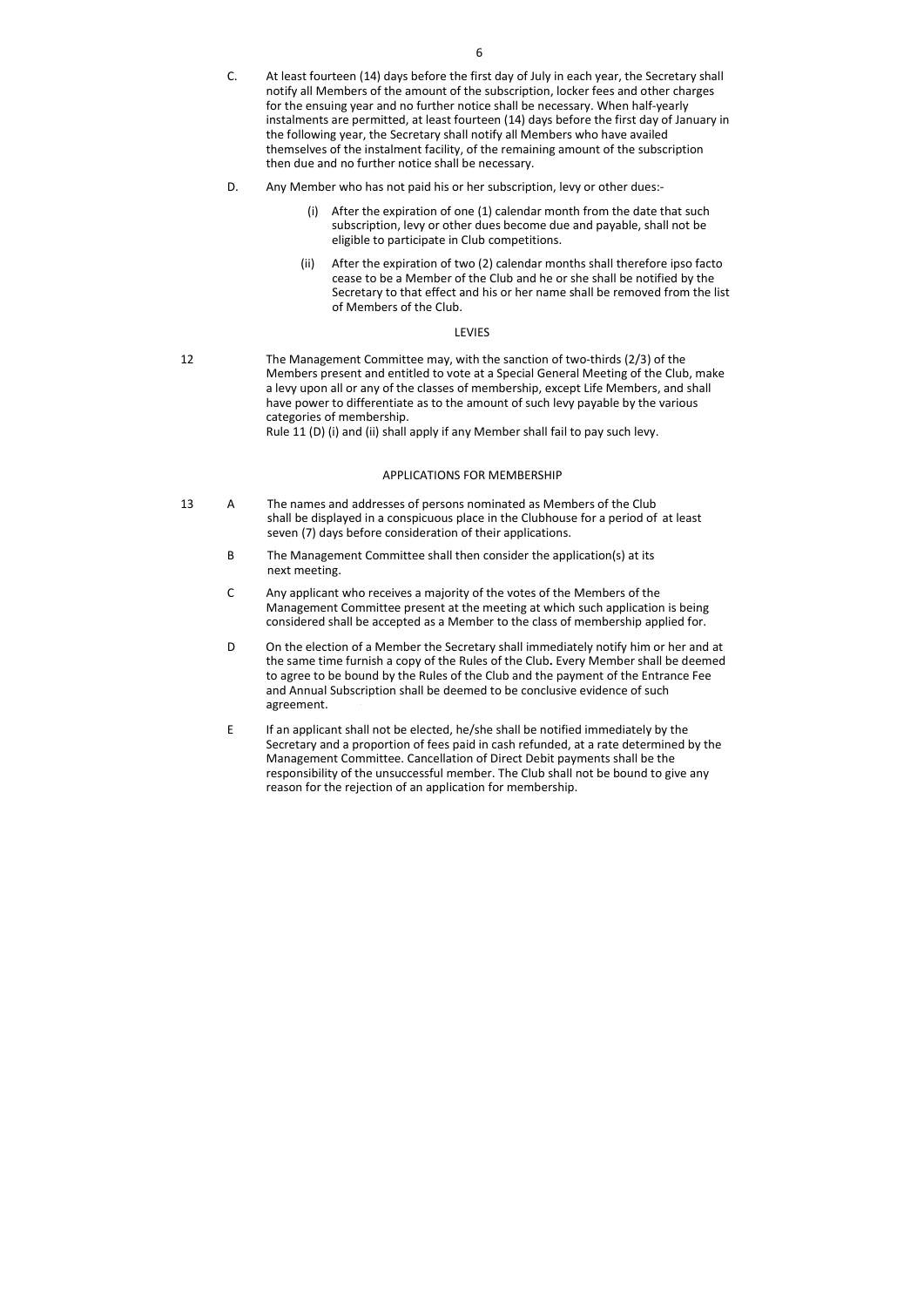C. At least fourteen (14) days before the first day of July in each year, the Secretary shall notify all Members of the amount of the subscription, locker fees and other charges for the ensuing year and no further notice shall be necessary. When half-yearly instalments are permitted, at least fourteen (14) days before the first day of January in the following year, the Secretary shall notify all Members who have availed themselves of the instalment facility, of the remaining amount of the subscription then due and no further notice shall be necessary.

D. Any Member who has not paid his or her subscription, levy or other dues:-

(i) After the expiration of one (1) calendar month from the date that such subscription, levy or other dues become due and payable, shall not be eligible to participate in Club competitions.

(ii) After the expiration of two (2) calendar months shall therefore ipso facto cease to be a Member of the Club and he or she shall be notified by the Secretary to that effect and his or her name shall be removed from the list of Members of the Club.

## LEVIES

12 The Management Committee may, with the sanction of two-thirds (2/3) of the Members present and entitled to vote at a Special General Meeting of the Club, make a levy upon all or any of the classes of membership, except Life Members, and shall have power to differentiate as to the amount of such levy payable by the various categories of membership.
Rule 11 (D) (i) and (ii) shall apply if any Member shall fail to pay such levy.

## APPLICATIONS FOR MEMBERSHIP

13 A The names and addresses of persons nominated as Members of the Club shall be displayed in a conspicuous place in the Clubhouse for a period of at least seven (7) days before consideration of their applications.

B The Management Committee shall then consider the application(s) at its next meeting.

C Any applicant who receives a majority of the votes of the Members of the Management Committee present at the meeting at which such application is being considered shall be accepted as a Member to the class of membership applied for.

D On the election of a Member the Secretary shall immediately notify him or her and at the same time furnish a copy of the Rules of the Club**.** Every Member shall be deemed to agree to be bound by the Rules of the Club and the payment of the Entrance Fee and Annual Subscription shall be deemed to be conclusive evidence of such agreement.

E If an applicant shall not be elected, he/she shall be notified immediately by the Secretary and a proportion of fees paid in cash refunded, at a rate determined by the Management Committee. Cancellation of Direct Debit payments shall be the responsibility of the unsuccessful member. The Club shall not be bound to give any reason for the rejection of an application for membership.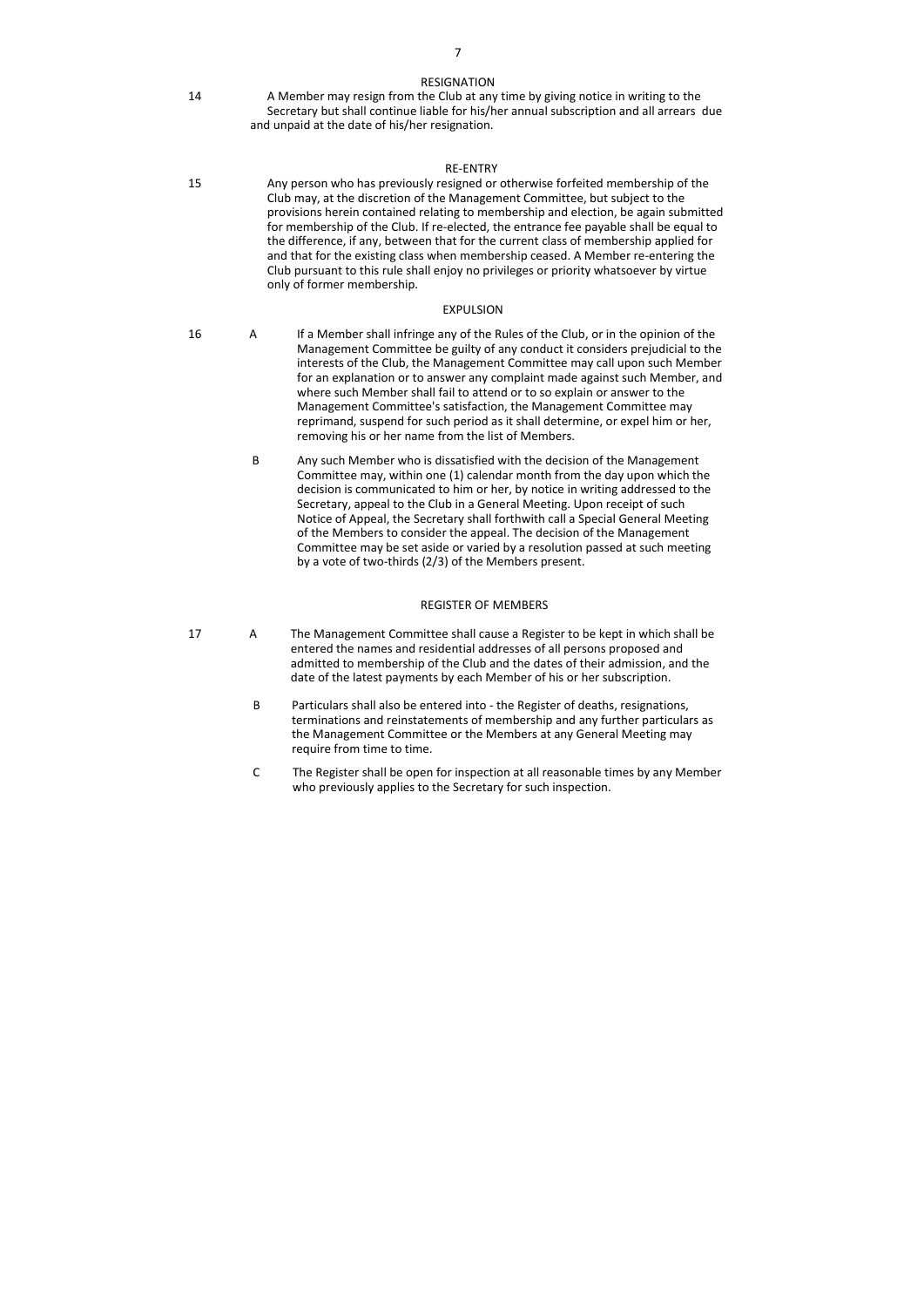## RESIGNATION

14 A Member may resign from the Club at any time by giving notice in writing to the Secretary but shall continue liable for his/her annual subscription and all arrears due and unpaid at the date of his/her resignation.

## RE-ENTRY

15 Any person who has previously resigned or otherwise forfeited membership of the Club may, at the discretion of the Management Committee, but subject to the provisions herein contained relating to membership and election, be again submitted for membership of the Club. If re-elected, the entrance fee payable shall be equal to the difference, if any, between that for the current class of membership applied for and that for the existing class when membership ceased. A Member re-entering the Club pursuant to this rule shall enjoy no privileges or priority whatsoever by virtue only of former membership.

## EXPULSION

16 A If a Member shall infringe any of the Rules of the Club, or in the opinion of the Management Committee be guilty of any conduct it considers prejudicial to the interests of the Club, the Management Committee may call upon such Member for an explanation or to answer any complaint made against such Member, and where such Member shall fail to attend or to so explain or answer to the Management Committee's satisfaction, the Management Committee may reprimand, suspend for such period as it shall determine, or expel him or her, removing his or her name from the list of Members.

B Any such Member who is dissatisfied with the decision of the Management Committee may, within one (1) calendar month from the day upon which the decision is communicated to him or her, by notice in writing addressed to the Secretary, appeal to the Club in a General Meeting. Upon receipt of such Notice of Appeal, the Secretary shall forthwith call a Special General Meeting of the Members to consider the appeal. The decision of the Management Committee may be set aside or varied by a resolution passed at such meeting by a vote of two-thirds (2/3) of the Members present.

## REGISTER OF MEMBERS

17 A The Management Committee shall cause a Register to be kept in which shall be entered the names and residential addresses of all persons proposed and admitted to membership of the Club and the dates of their admission, and the date of the latest payments by each Member of his or her subscription.

B Particulars shall also be entered into - the Register of deaths, resignations, terminations and reinstatements of membership and any further particulars as the Management Committee or the Members at any General Meeting may require from time to time.

C The Register shall be open for inspection at all reasonable times by any Member who previously applies to the Secretary for such inspection.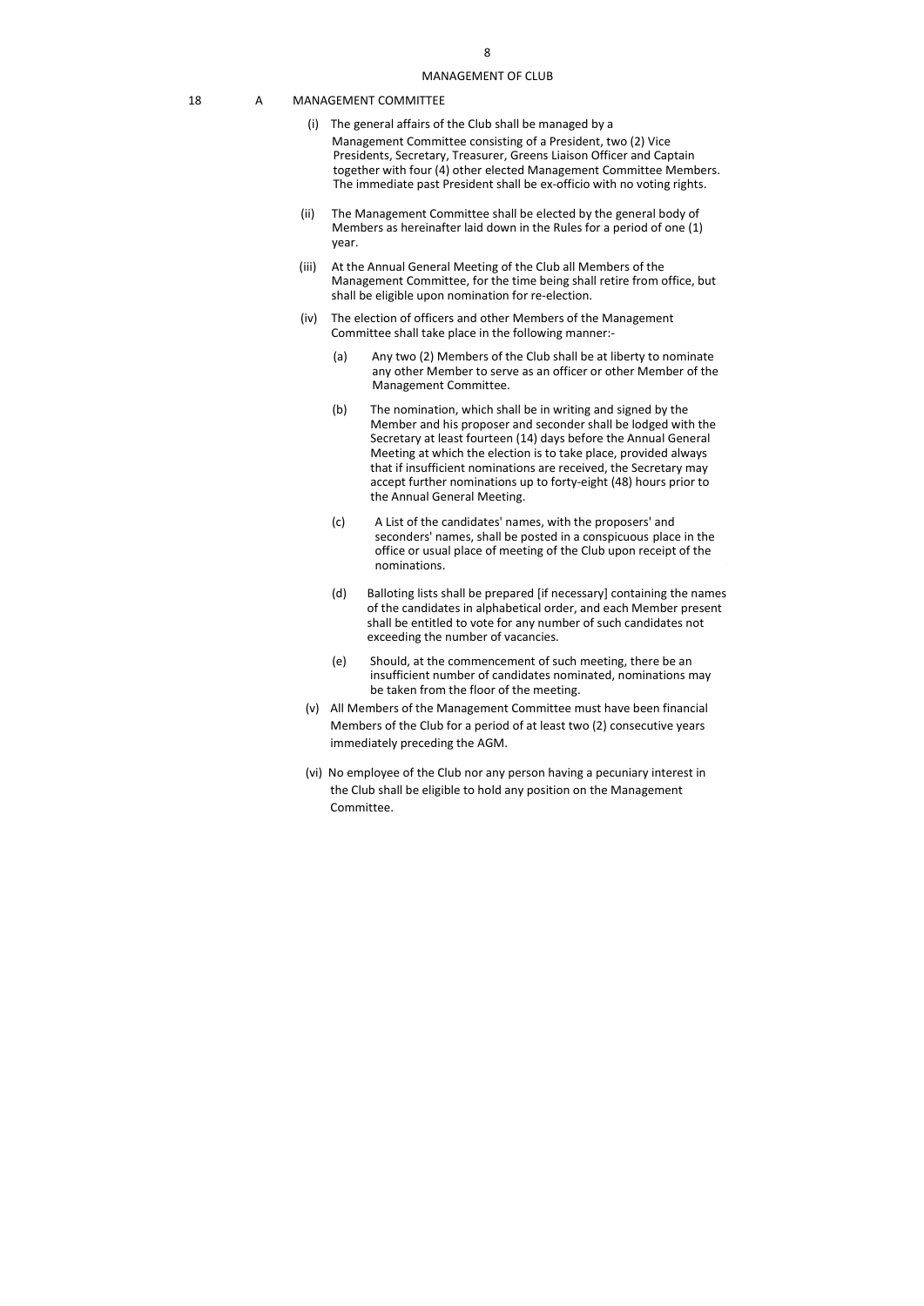## MANAGEMENT OF CLUB

18 A MANAGEMENT COMMITTEE

(i) The general affairs of the Club shall be managed by a Management Committee consisting of a President, two (2) Vice Presidents, Secretary, Treasurer, Greens Liaison Officer and Captain together with four (4) other elected Management Committee Members. The immediate past President shall be ex-officio with no voting rights.

(ii) The Management Committee shall be elected by the general body of Members as hereinafter laid down in the Rules for a period of one (1) year.

(iii) At the Annual General Meeting of the Club all Members of the Management Committee, for the time being shall retire from office, but shall be eligible upon nomination for re-election.

(iv) The election of officers and other Members of the Management Committee shall take place in the following manner:-

(a) Any two (2) Members of the Club shall be at liberty to nominate any other Member to serve as an officer or other Member of the Management Committee.

(b) The nomination, which shall be in writing and signed by the Member and his proposer and seconder shall be lodged with the Secretary at least fourteen (14) days before the Annual General Meeting at which the election is to take place, provided always that if insufficient nominations are received, the Secretary may accept further nominations up to forty-eight (48) hours prior to the Annual General Meeting.

(c) A List of the candidates' names, with the proposers' and seconders' names, shall be posted in a conspicuous place in the office or usual place of meeting of the Club upon receipt of the nominations.

(d) Balloting lists shall be prepared [if necessary] containing the names of the candidates in alphabetical order, and each Member present shall be entitled to vote for any number of such candidates not exceeding the number of vacancies.

(e) Should, at the commencement of such meeting, there be an insufficient number of candidates nominated, nominations may be taken from the floor of the meeting.

(v) All Members of the Management Committee must have been financial Members of the Club for a period of at least two (2) consecutive years immediately preceding the AGM.

(vi) No employee of the Club nor any person having a pecuniary interest in the Club shall be eligible to hold any position on the Management Committee.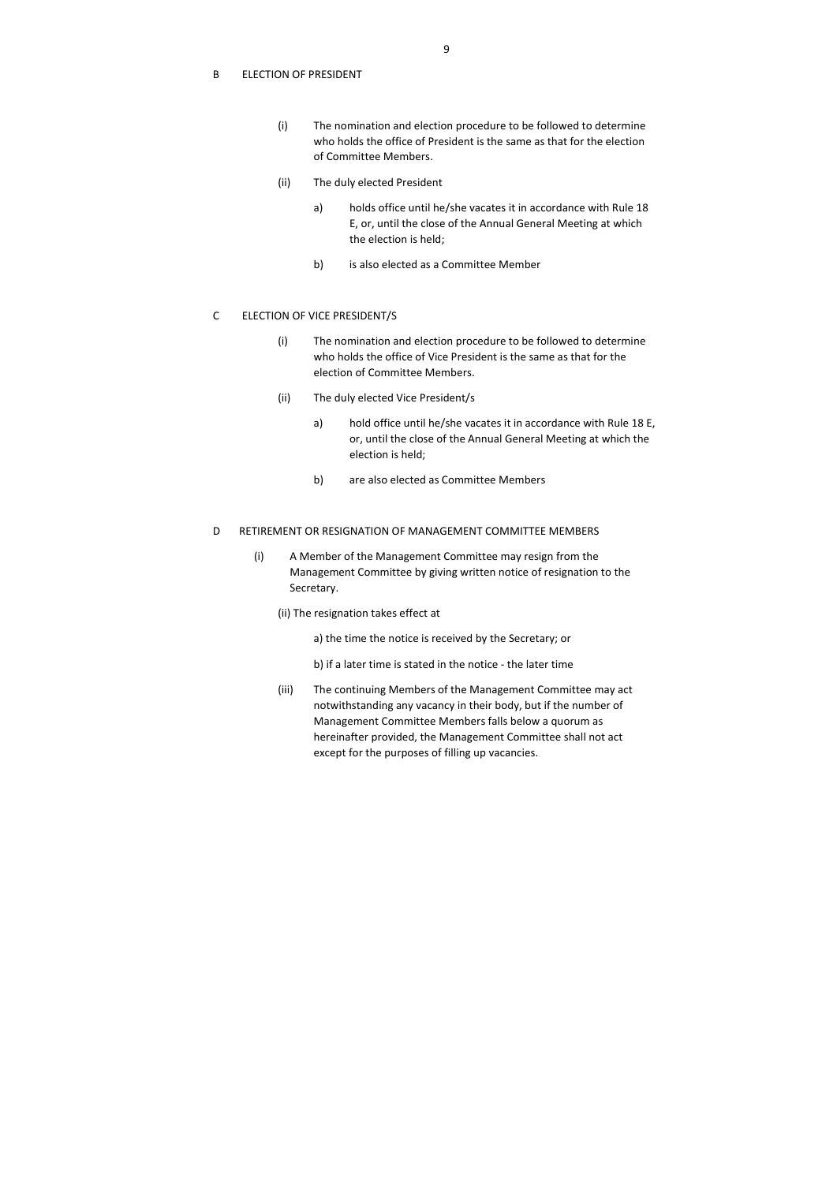B ELECTION OF PRESIDENT

(i) The nomination and election procedure to be followed to determine who holds the office of President is the same as that for the election of Committee Members.

(ii) The duly elected President

a) holds office until he/she vacates it in accordance with Rule 18 E, or, until the close of the Annual General Meeting at which the election is held;

b) is also elected as a Committee Member

C ELECTION OF VICE PRESIDENT/S

(i) The nomination and election procedure to be followed to determine who holds the office of Vice President is the same as that for the election of Committee Members.

(ii) The duly elected Vice President/s

a) hold office until he/she vacates it in accordance with Rule 18 E, or, until the close of the Annual General Meeting at which the election is held;

b) are also elected as Committee Members

D RETIREMENT OR RESIGNATION OF MANAGEMENT COMMITTEE MEMBERS

(i) A Member of the Management Committee may resign from the Management Committee by giving written notice of resignation to the Secretary.

(ii) The resignation takes effect at

a) the time the notice is received by the Secretary; or

b) if a later time is stated in the notice - the later time

(iii) The continuing Members of the Management Committee may act notwithstanding any vacancy in their body, but if the number of Management Committee Members falls below a quorum as hereinafter provided, the Management Committee shall not act except for the purposes of filling up vacancies.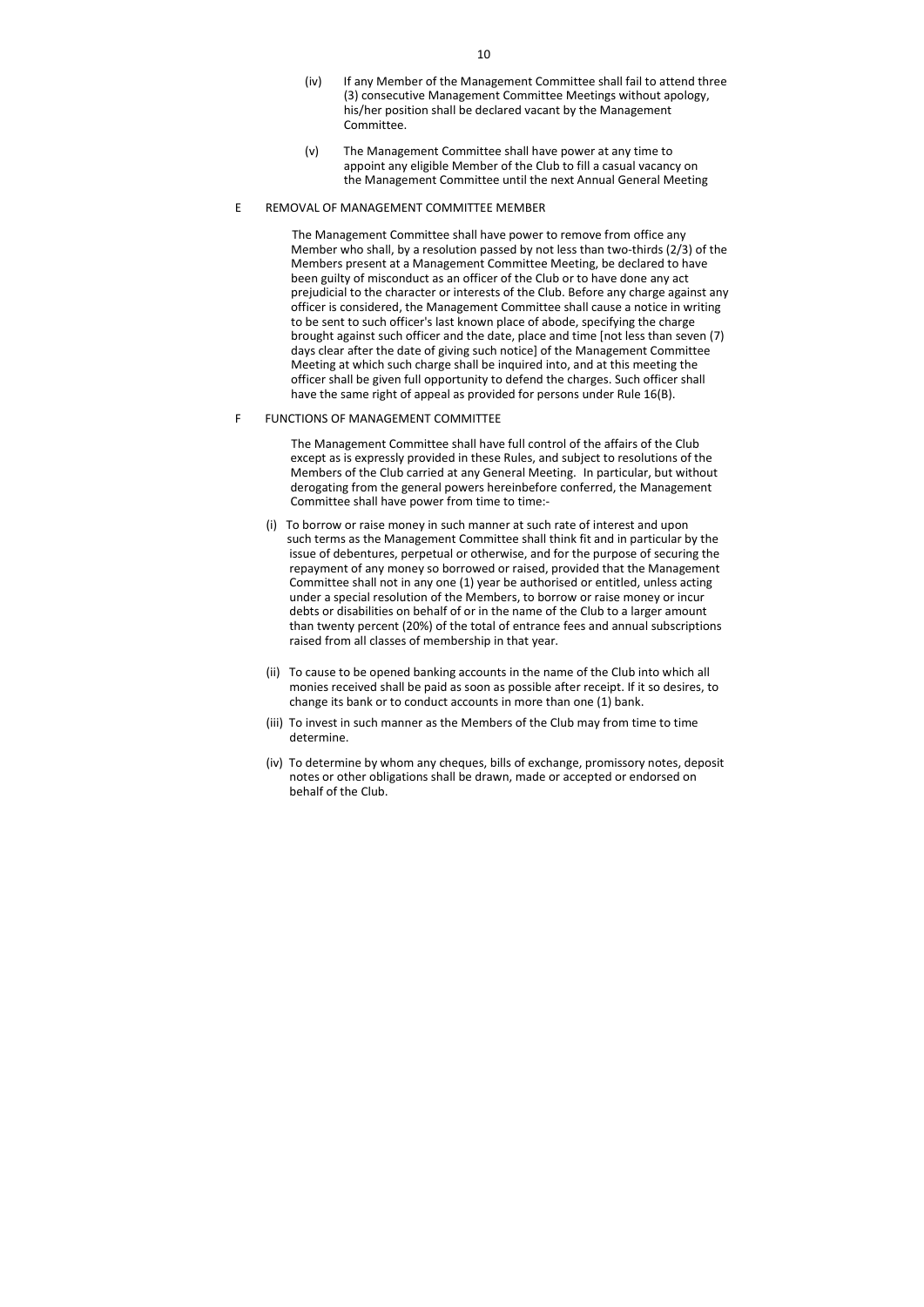(iv) If any Member of the Management Committee shall fail to attend three (3) consecutive Management Committee Meetings without apology, his/her position shall be declared vacant by the Management Committee.

(v) The Management Committee shall have power at any time to appoint any eligible Member of the Club to fill a casual vacancy on the Management Committee until the next Annual General Meeting

E REMOVAL OF MANAGEMENT COMMITTEE MEMBER

The Management Committee shall have power to remove from office any Member who shall, by a resolution passed by not less than two-thirds (2/3) of the Members present at a Management Committee Meeting, be declared to have been guilty of misconduct as an officer of the Club or to have done any act prejudicial to the character or interests of the Club. Before any charge against any officer is considered, the Management Committee shall cause a notice in writing to be sent to such officer's last known place of abode, specifying the charge brought against such officer and the date, place and time [not less than seven (7) days clear after the date of giving such notice] of the Management Committee Meeting at which such charge shall be inquired into, and at this meeting the officer shall be given full opportunity to defend the charges. Such officer shall have the same right of appeal as provided for persons under Rule 16(B).

F FUNCTIONS OF MANAGEMENT COMMITTEE

The Management Committee shall have full control of the affairs of the Club except as is expressly provided in these Rules, and subject to resolutions of the Members of the Club carried at any General Meeting. In particular, but without derogating from the general powers hereinbefore conferred, the Management Committee shall have power from time to time:-

(i) To borrow or raise money in such manner at such rate of interest and upon such terms as the Management Committee shall think fit and in particular by the issue of debentures, perpetual or otherwise, and for the purpose of securing the repayment of any money so borrowed or raised, provided that the Management Committee shall not in any one (1) year be authorised or entitled, unless acting under a special resolution of the Members, to borrow or raise money or incur debts or disabilities on behalf of or in the name of the Club to a larger amount than twenty percent (20%) of the total of entrance fees and annual subscriptions raised from all classes of membership in that year.

(ii) To cause to be opened banking accounts in the name of the Club into which all monies received shall be paid as soon as possible after receipt. If it so desires, to change its bank or to conduct accounts in more than one (1) bank.

(iii) To invest in such manner as the Members of the Club may from time to time determine.

(iv) To determine by whom any cheques, bills of exchange, promissory notes, deposit notes or other obligations shall be drawn, made or accepted or endorsed on behalf of the Club.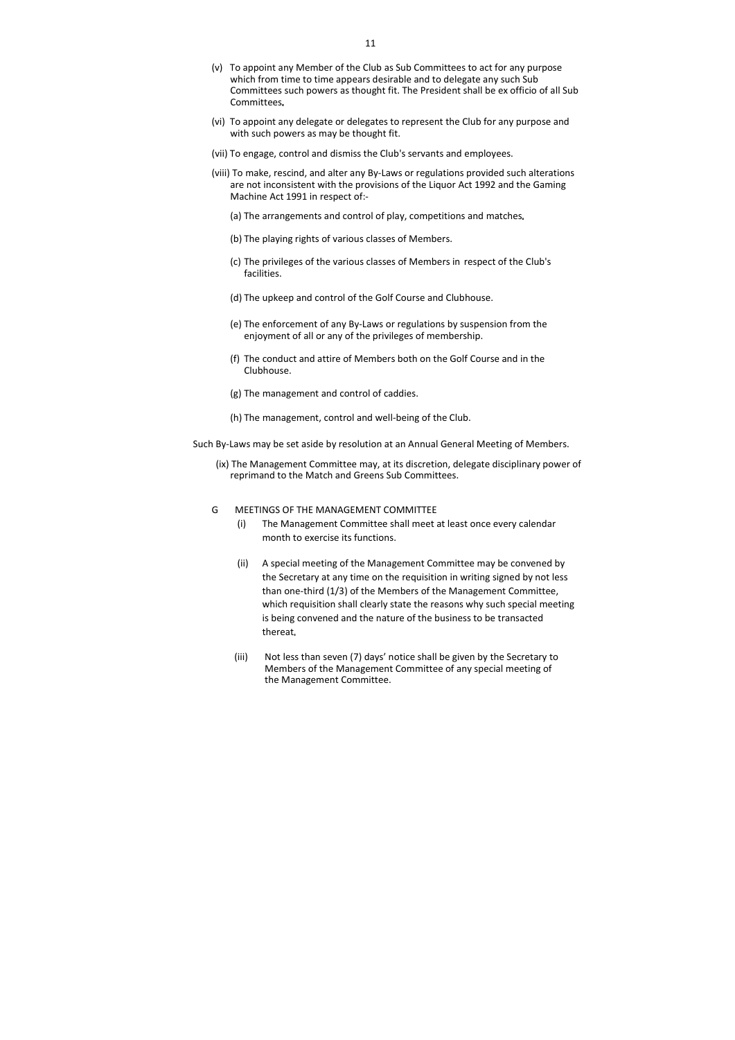(v) To appoint any Member of the Club as Sub Committees to act for any purpose which from time to time appears desirable and to delegate any such Sub Committees such powers as thought fit. The President shall be ex officio of all Sub Committees.

(vi) To appoint any delegate or delegates to represent the Club for any purpose and with such powers as may be thought fit.

(vii) To engage, control and dismiss the Club's servants and employees.

(viii) To make, rescind, and alter any By-Laws or regulations provided such alterations are not inconsistent with the provisions of the Liquor Act 1992 and the Gaming Machine Act 1991 in respect of:-

(a) The arrangements and control of play, competitions and matches.

(b) The playing rights of various classes of Members.

(c) The privileges of the various classes of Members in respect of the Club's facilities.

(d) The upkeep and control of the Golf Course and Clubhouse.

(e) The enforcement of any By-Laws or regulations by suspension from the enjoyment of all or any of the privileges of membership.

(f) The conduct and attire of Members both on the Golf Course and in the Clubhouse.

(g) The management and control of caddies.

(h) The management, control and well-being of the Club.

Such By-Laws may be set aside by resolution at an Annual General Meeting of Members.

(ix) The Management Committee may, at its discretion, delegate disciplinary power of reprimand to the Match and Greens Sub Committees.

G MEETINGS OF THE MANAGEMENT COMMITTEE

(i) The Management Committee shall meet at least once every calendar month to exercise its functions.

(ii) A special meeting of the Management Committee may be convened by the Secretary at any time on the requisition in writing signed by not less than one-third (1/3) of the Members of the Management Committee, which requisition shall clearly state the reasons why such special meeting is being convened and the nature of the business to be transacted thereat.

(iii) Not less than seven (7) days' notice shall be given by the Secretary to Members of the Management Committee of any special meeting of the Management Committee.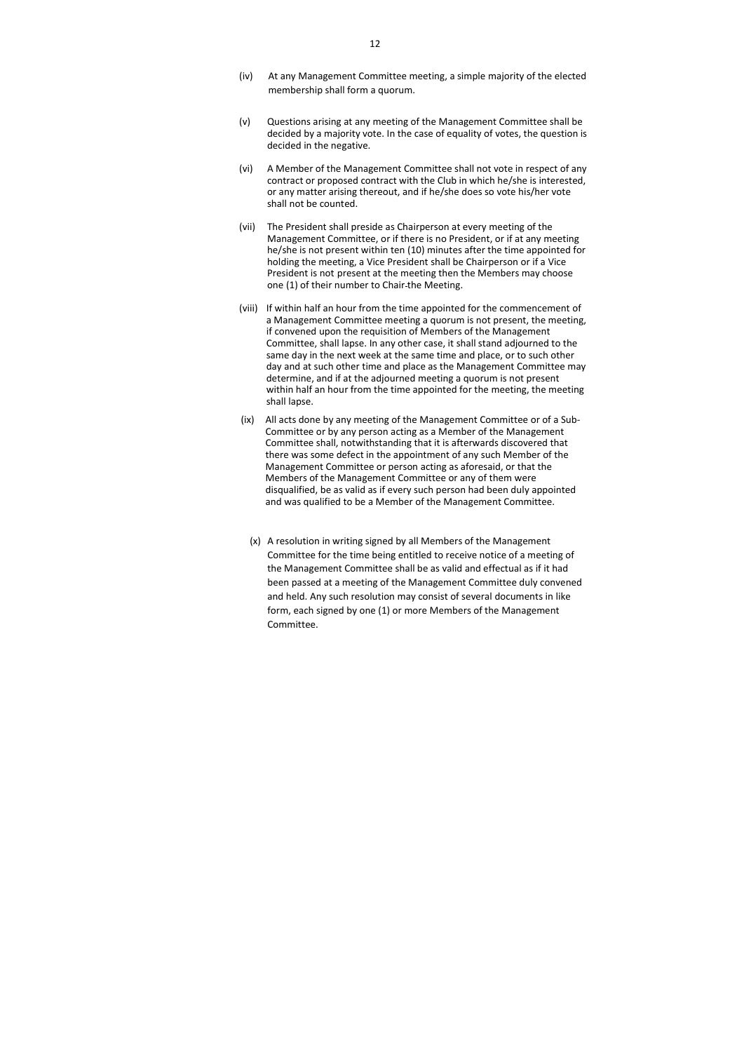(iv) At any Management Committee meeting, a simple majority of the elected membership shall form a quorum.

(v) Questions arising at any meeting of the Management Committee shall be decided by a majority vote. In the case of equality of votes, the question is decided in the negative.

(vi) A Member of the Management Committee shall not vote in respect of any contract or proposed contract with the Club in which he/she is interested, or any matter arising thereout, and if he/she does so vote his/her vote shall not be counted.

(vii) The President shall preside as Chairperson at every meeting of the Management Committee, or if there is no President, or if at any meeting he/she is not present within ten (10) minutes after the time appointed for holding the meeting, a Vice President shall be Chairperson or if a Vice President is not present at the meeting then the Members may choose one (1) of their number to Chair the Meeting.

(viii) If within half an hour from the time appointed for the commencement of a Management Committee meeting a quorum is not present, the meeting, if convened upon the requisition of Members of the Management Committee, shall lapse. In any other case, it shall stand adjourned to the same day in the next week at the same time and place, or to such other day and at such other time and place as the Management Committee may determine, and if at the adjourned meeting a quorum is not present within half an hour from the time appointed for the meeting, the meeting shall lapse.

(ix) All acts done by any meeting of the Management Committee or of a Sub-Committee or by any person acting as a Member of the Management Committee shall, notwithstanding that it is afterwards discovered that there was some defect in the appointment of any such Member of the Management Committee or person acting as aforesaid, or that the Members of the Management Committee or any of them were disqualified, be as valid as if every such person had been duly appointed and was qualified to be a Member of the Management Committee.

(x) A resolution in writing signed by all Members of the Management Committee for the time being entitled to receive notice of a meeting of the Management Committee shall be as valid and effectual as if it had been passed at a meeting of the Management Committee duly convened and held. Any such resolution may consist of several documents in like form, each signed by one (1) or more Members of the Management Committee.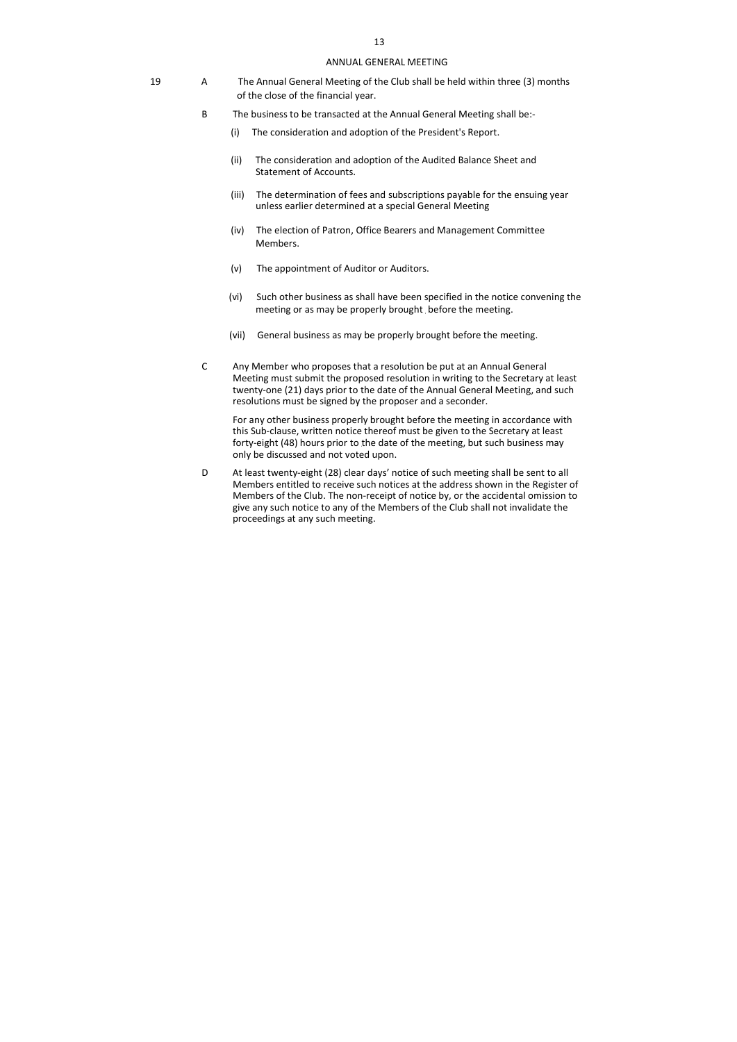## ANNUAL GENERAL MEETING

19 A The Annual General Meeting of the Club shall be held within three (3) months of the close of the financial year.

B The business to be transacted at the Annual General Meeting shall be:-

(i) The consideration and adoption of the President's Report.

(ii) The consideration and adoption of the Audited Balance Sheet and Statement of Accounts.

(iii) The determination of fees and subscriptions payable for the ensuing year unless earlier determined at a special General Meeting

(iv) The election of Patron, Office Bearers and Management Committee Members.

(v) The appointment of Auditor or Auditors.

(vi) Such other business as shall have been specified in the notice convening the meeting or as may be properly brought before the meeting.

(vii) General business as may be properly brought before the meeting.

C Any Member who proposes that a resolution be put at an Annual General Meeting must submit the proposed resolution in writing to the Secretary at least twenty-one (21) days prior to the date of the Annual General Meeting, and such resolutions must be signed by the proposer and a seconder.

For any other business properly brought before the meeting in accordance with this Sub-clause, written notice thereof must be given to the Secretary at least forty-eight (48) hours prior to the date of the meeting, but such business may only be discussed and not voted upon.

D At least twenty-eight (28) clear days' notice of such meeting shall be sent to all Members entitled to receive such notices at the address shown in the Register of Members of the Club. The non-receipt of notice by, or the accidental omission to give any such notice to any of the Members of the Club shall not invalidate the proceedings at any such meeting.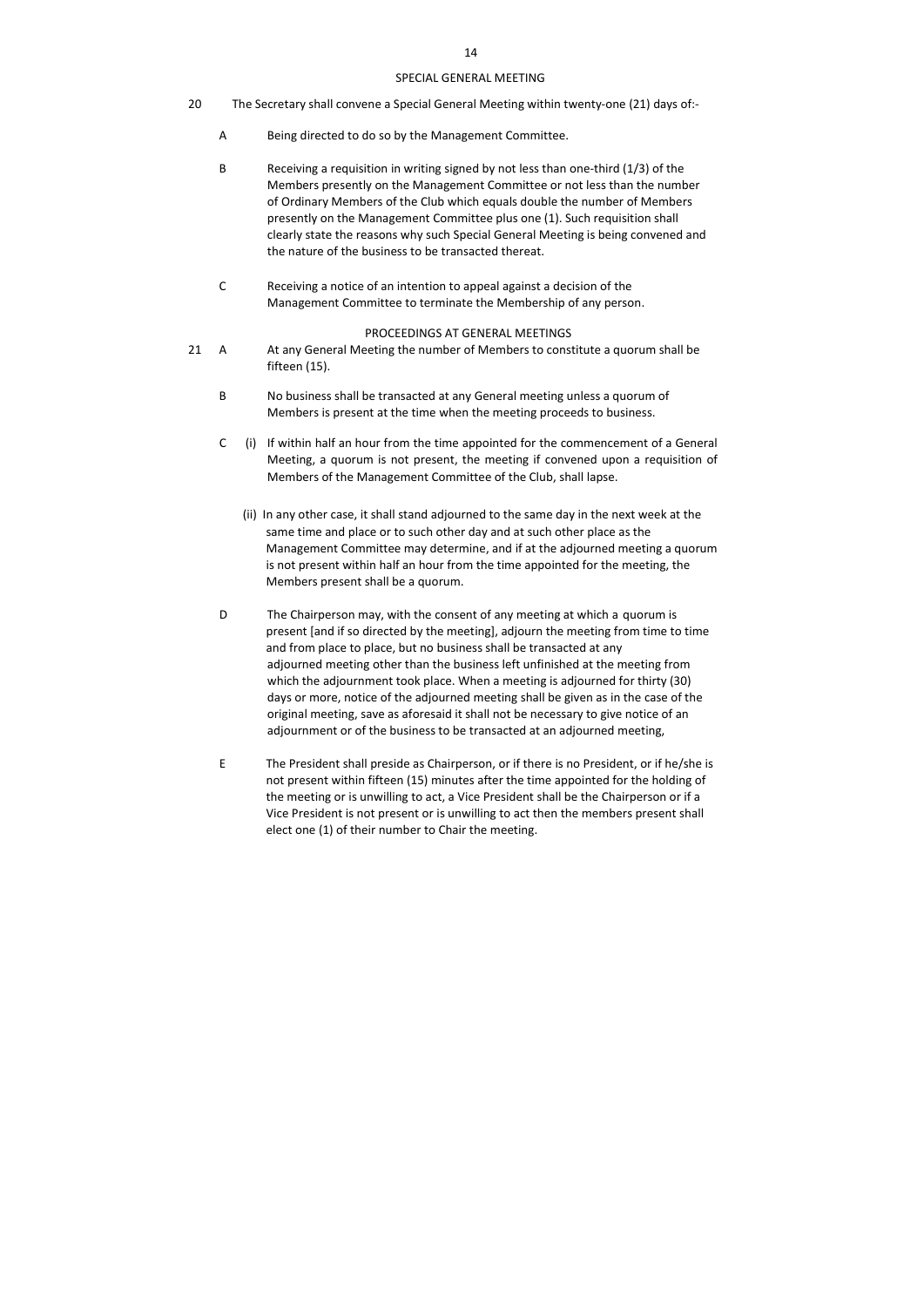## SPECIAL GENERAL MEETING

20 The Secretary shall convene a Special General Meeting within twenty-one (21) days of:-

A Being directed to do so by the Management Committee.

B Receiving a requisition in writing signed by not less than one-third (1/3) of the Members presently on the Management Committee or not less than the number of Ordinary Members of the Club which equals double the number of Members presently on the Management Committee plus one (1). Such requisition shall clearly state the reasons why such Special General Meeting is being convened and the nature of the business to be transacted thereat.

C Receiving a notice of an intention to appeal against a decision of the Management Committee to terminate the Membership of any person.

## PROCEEDINGS AT GENERAL MEETINGS

21 A At any General Meeting the number of Members to constitute a quorum shall be fifteen (15).

B No business shall be transacted at any General meeting unless a quorum of Members is present at the time when the meeting proceeds to business.

C (i) If within half an hour from the time appointed for the commencement of a General Meeting, a quorum is not present, the meeting if convened upon a requisition of Members of the Management Committee of the Club, shall lapse.

(ii) In any other case, it shall stand adjourned to the same day in the next week at the same time and place or to such other day and at such other place as the Management Committee may determine, and if at the adjourned meeting a quorum is not present within half an hour from the time appointed for the meeting, the Members present shall be a quorum.

D The Chairperson may, with the consent of any meeting at which a quorum is present [and if so directed by the meeting], adjourn the meeting from time to time and from place to place, but no business shall be transacted at any adjourned meeting other than the business left unfinished at the meeting from which the adjournment took place. When a meeting is adjourned for thirty (30) days or more, notice of the adjourned meeting shall be given as in the case of the original meeting, save as aforesaid it shall not be necessary to give notice of an adjournment or of the business to be transacted at an adjourned meeting,

E The President shall preside as Chairperson, or if there is no President, or if he/she is not present within fifteen (15) minutes after the time appointed for the holding of the meeting or is unwilling to act, a Vice President shall be the Chairperson or if a Vice President is not present or is unwilling to act then the members present shall elect one (1) of their number to Chair the meeting.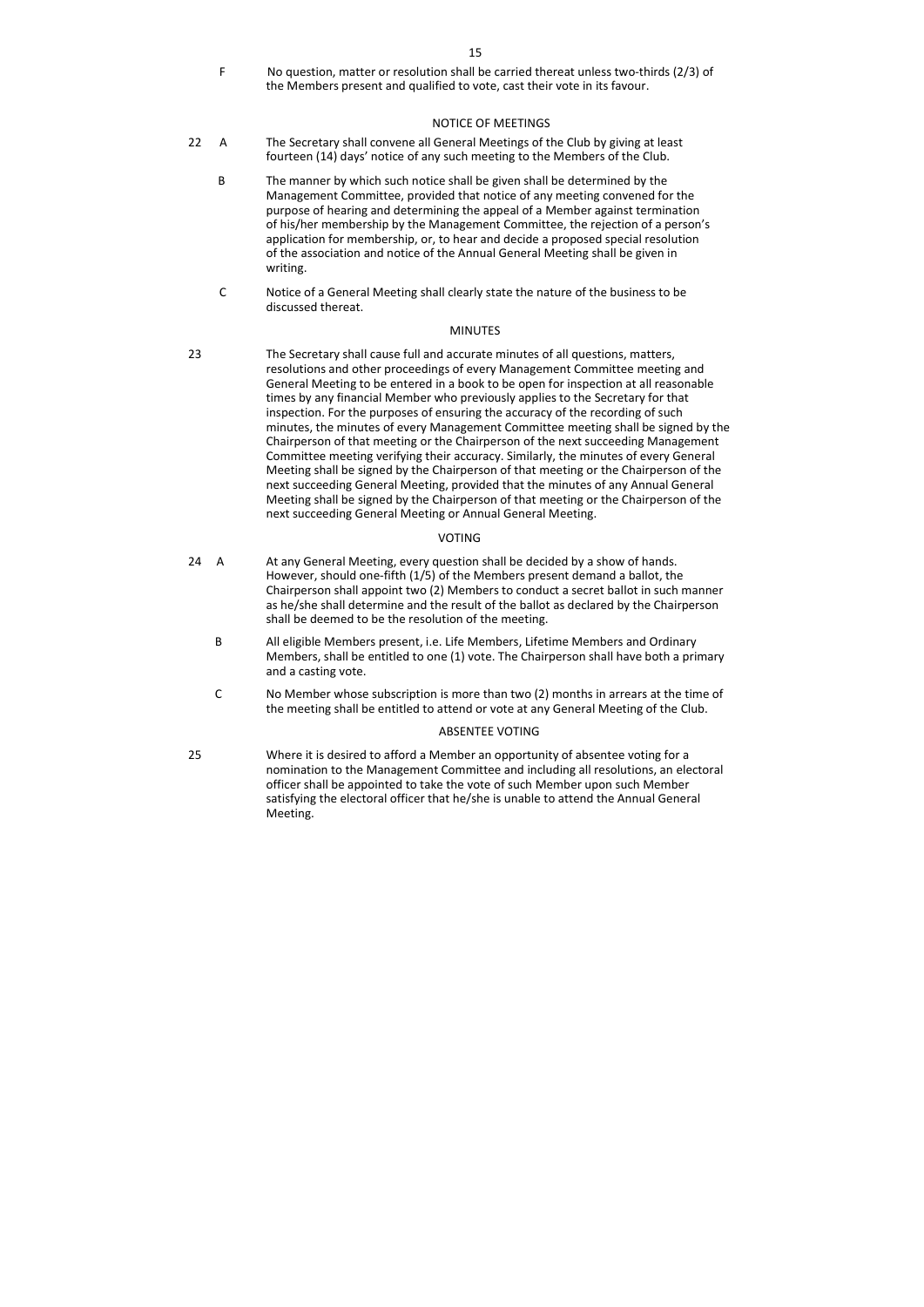F No question, matter or resolution shall be carried thereat unless two-thirds (2/3) of the Members present and qualified to vote, cast their vote in its favour.

## NOTICE OF MEETINGS

22 A The Secretary shall convene all General Meetings of the Club by giving at least fourteen (14) days' notice of any such meeting to the Members of the Club.

B The manner by which such notice shall be given shall be determined by the Management Committee, provided that notice of any meeting convened for the purpose of hearing and determining the appeal of a Member against termination of his/her membership by the Management Committee, the rejection of a person's application for membership, or, to hear and decide a proposed special resolution of the association and notice of the Annual General Meeting shall be given in writing.

C Notice of a General Meeting shall clearly state the nature of the business to be discussed thereat.

## MINUTES

23 The Secretary shall cause full and accurate minutes of all questions, matters, resolutions and other proceedings of every Management Committee meeting and General Meeting to be entered in a book to be open for inspection at all reasonable times by any financial Member who previously applies to the Secretary for that inspection. For the purposes of ensuring the accuracy of the recording of such minutes, the minutes of every Management Committee meeting shall be signed by the Chairperson of that meeting or the Chairperson of the next succeeding Management Committee meeting verifying their accuracy. Similarly, the minutes of every General Meeting shall be signed by the Chairperson of that meeting or the Chairperson of the next succeeding General Meeting, provided that the minutes of any Annual General Meeting shall be signed by the Chairperson of that meeting or the Chairperson of the next succeeding General Meeting or Annual General Meeting.

## VOTING

24 A At any General Meeting, every question shall be decided by a show of hands. However, should one-fifth (1/5) of the Members present demand a ballot, the Chairperson shall appoint two (2) Members to conduct a secret ballot in such manner as he/she shall determine and the result of the ballot as declared by the Chairperson shall be deemed to be the resolution of the meeting.

B All eligible Members present, i.e. Life Members, Lifetime Members and Ordinary Members, shall be entitled to one (1) vote. The Chairperson shall have both a primary and a casting vote.

C No Member whose subscription is more than two (2) months in arrears at the time of the meeting shall be entitled to attend or vote at any General Meeting of the Club.

## ABSENTEE VOTING

25 Where it is desired to afford a Member an opportunity of absentee voting for a nomination to the Management Committee and including all resolutions, an electoral officer shall be appointed to take the vote of such Member upon such Member satisfying the electoral officer that he/she is unable to attend the Annual General Meeting.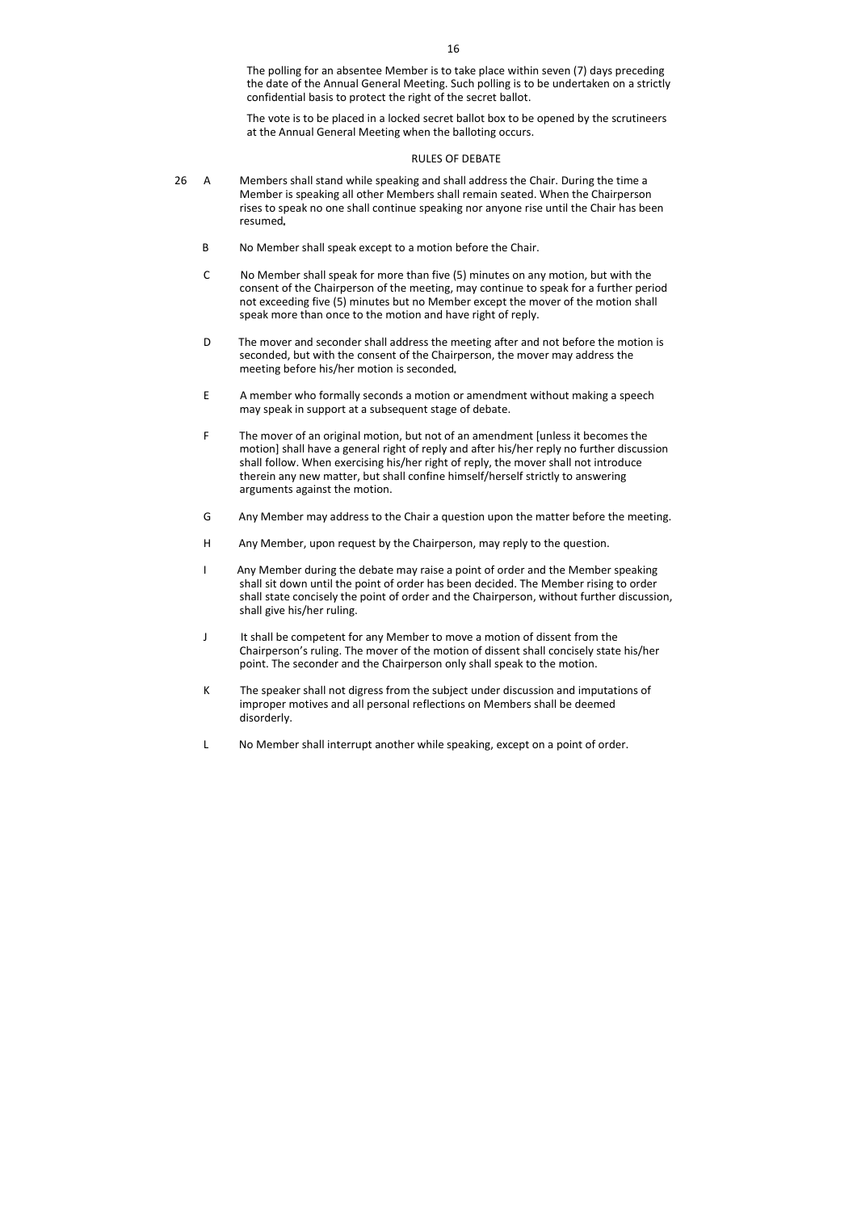The polling for an absentee Member is to take place within seven (7) days preceding the date of the Annual General Meeting. Such polling is to be undertaken on a strictly confidential basis to protect the right of the secret ballot.

The vote is to be placed in a locked secret ballot box to be opened by the scrutineers at the Annual General Meeting when the balloting occurs.

## RULES OF DEBATE

26 A Members shall stand while speaking and shall address the Chair. During the time a Member is speaking all other Members shall remain seated. When the Chairperson rises to speak no one shall continue speaking nor anyone rise until the Chair has been resumed.

B No Member shall speak except to a motion before the Chair.

C No Member shall speak for more than five (5) minutes on any motion, but with the consent of the Chairperson of the meeting, may continue to speak for a further period not exceeding five (5) minutes but no Member except the mover of the motion shall speak more than once to the motion and have right of reply.

D The mover and seconder shall address the meeting after and not before the motion is seconded, but with the consent of the Chairperson, the mover may address the meeting before his/her motion is seconded.

E A member who formally seconds a motion or amendment without making a speech may speak in support at a subsequent stage of debate.

F The mover of an original motion, but not of an amendment [unless it becomes the motion] shall have a general right of reply and after his/her reply no further discussion shall follow. When exercising his/her right of reply, the mover shall not introduce therein any new matter, but shall confine himself/herself strictly to answering arguments against the motion.

G Any Member may address to the Chair a question upon the matter before the meeting.

H Any Member, upon request by the Chairperson, may reply to the question.

I Any Member during the debate may raise a point of order and the Member speaking shall sit down until the point of order has been decided. The Member rising to order shall state concisely the point of order and the Chairperson, without further discussion, shall give his/her ruling.

J It shall be competent for any Member to move a motion of dissent from the Chairperson's ruling. The mover of the motion of dissent shall concisely state his/her point. The seconder and the Chairperson only shall speak to the motion.

K The speaker shall not digress from the subject under discussion and imputations of improper motives and all personal reflections on Members shall be deemed disorderly.

L No Member shall interrupt another while speaking, except on a point of order.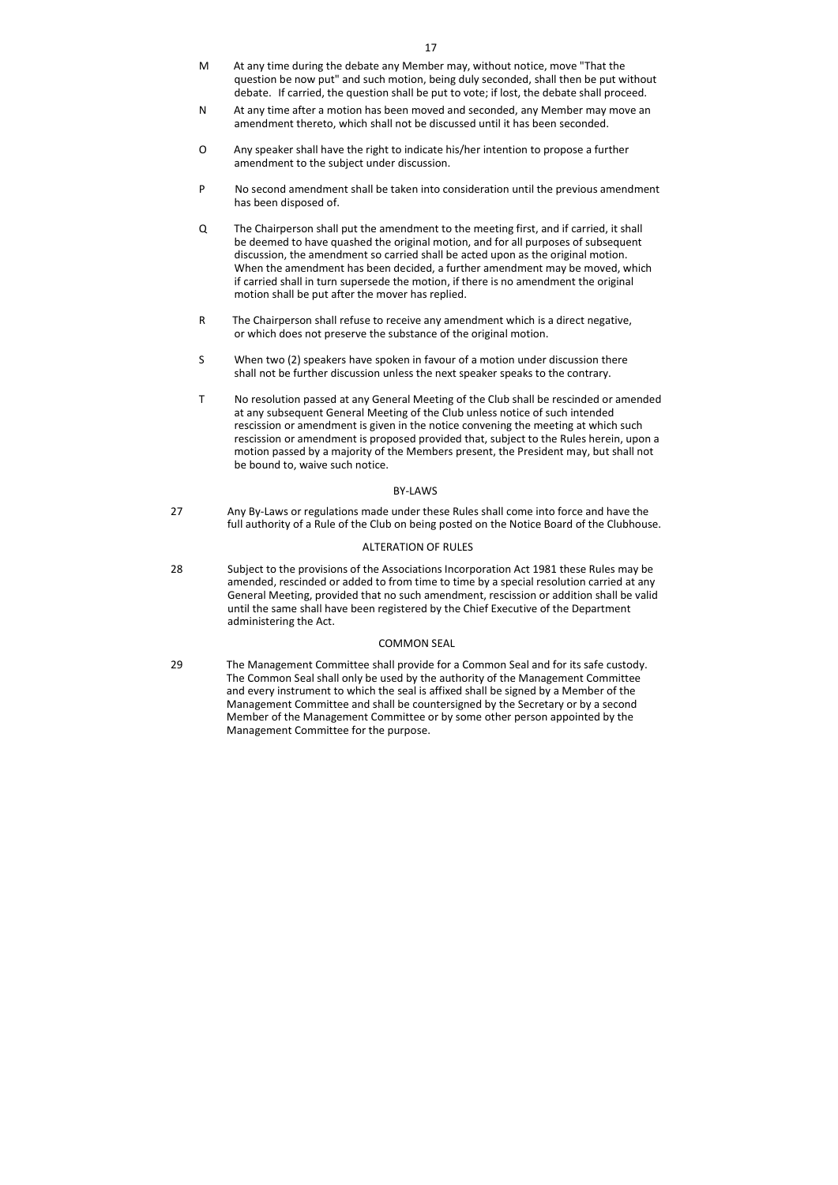M At any time during the debate any Member may, without notice, move "That the question be now put" and such motion, being duly seconded, shall then be put without debate. If carried, the question shall be put to vote; if lost, the debate shall proceed.

N At any time after a motion has been moved and seconded, any Member may move an amendment thereto, which shall not be discussed until it has been seconded.

O Any speaker shall have the right to indicate his/her intention to propose a further amendment to the subject under discussion.

P No second amendment shall be taken into consideration until the previous amendment has been disposed of.

Q The Chairperson shall put the amendment to the meeting first, and if carried, it shall be deemed to have quashed the original motion, and for all purposes of subsequent discussion, the amendment so carried shall be acted upon as the original motion. When the amendment has been decided, a further amendment may be moved, which if carried shall in turn supersede the motion, if there is no amendment the original motion shall be put after the mover has replied.

R The Chairperson shall refuse to receive any amendment which is a direct negative, or which does not preserve the substance of the original motion.

S When two (2) speakers have spoken in favour of a motion under discussion there shall not be further discussion unless the next speaker speaks to the contrary.

T No resolution passed at any General Meeting of the Club shall be rescinded or amended at any subsequent General Meeting of the Club unless notice of such intended rescission or amendment is given in the notice convening the meeting at which such rescission or amendment is proposed provided that, subject to the Rules herein, upon a motion passed by a majority of the Members present, the President may, but shall not be bound to, waive such notice.

## BY-LAWS

27 Any By-Laws or regulations made under these Rules shall come into force and have the full authority of a Rule of the Club on being posted on the Notice Board of the Clubhouse.

## ALTERATION OF RULES

28 Subject to the provisions of the Associations Incorporation Act 1981 these Rules may be amended, rescinded or added to from time to time by a special resolution carried at any General Meeting, provided that no such amendment, rescission or addition shall be valid until the same shall have been registered by the Chief Executive of the Department administering the Act.

## COMMON SEAL

29 The Management Committee shall provide for a Common Seal and for its safe custody. The Common Seal shall only be used by the authority of the Management Committee and every instrument to which the seal is affixed shall be signed by a Member of the Management Committee and shall be countersigned by the Secretary or by a second Member of the Management Committee or by some other person appointed by the Management Committee for the purpose.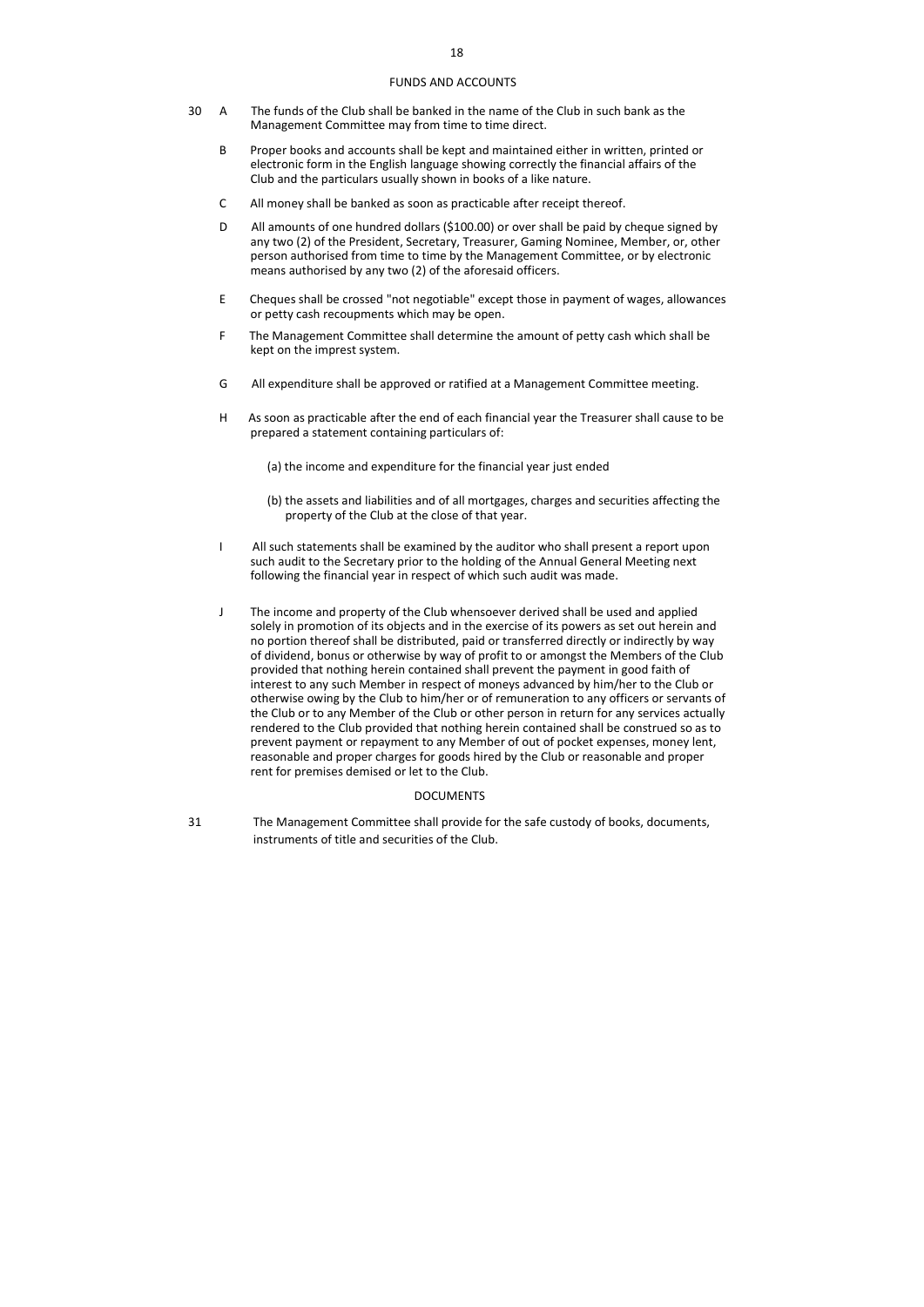## FUNDS AND ACCOUNTS

30 A The funds of the Club shall be banked in the name of the Club in such bank as the Management Committee may from time to time direct.

B Proper books and accounts shall be kept and maintained either in written, printed or electronic form in the English language showing correctly the financial affairs of the Club and the particulars usually shown in books of a like nature.

C All money shall be banked as soon as practicable after receipt thereof.

D All amounts of one hundred dollars ($100.00) or over shall be paid by cheque signed by any two (2) of the President, Secretary, Treasurer, Gaming Nominee, Member, or, other person authorised from time to time by the Management Committee, or by electronic means authorised by any two (2) of the aforesaid officers.

E Cheques shall be crossed "not negotiable" except those in payment of wages, allowances or petty cash recoupments which may be open.

F The Management Committee shall determine the amount of petty cash which shall be kept on the imprest system.

G All expenditure shall be approved or ratified at a Management Committee meeting.

H As soon as practicable after the end of each financial year the Treasurer shall cause to be prepared a statement containing particulars of:

(a) the income and expenditure for the financial year just ended

(b) the assets and liabilities and of all mortgages, charges and securities affecting the property of the Club at the close of that year.

I All such statements shall be examined by the auditor who shall present a report upon such audit to the Secretary prior to the holding of the Annual General Meeting next following the financial year in respect of which such audit was made.

J The income and property of the Club whensoever derived shall be used and applied solely in promotion of its objects and in the exercise of its powers as set out herein and no portion thereof shall be distributed, paid or transferred directly or indirectly by way of dividend, bonus or otherwise by way of profit to or amongst the Members of the Club provided that nothing herein contained shall prevent the payment in good faith of interest to any such Member in respect of moneys advanced by him/her to the Club or otherwise owing by the Club to him/her or of remuneration to any officers or servants of the Club or to any Member of the Club or other person in return for any services actually rendered to the Club provided that nothing herein contained shall be construed so as to prevent payment or repayment to any Member of out of pocket expenses, money lent, reasonable and proper charges for goods hired by the Club or reasonable and proper rent for premises demised or let to the Club.

## DOCUMENTS

31 The Management Committee shall provide for the safe custody of books, documents, instruments of title and securities of the Club.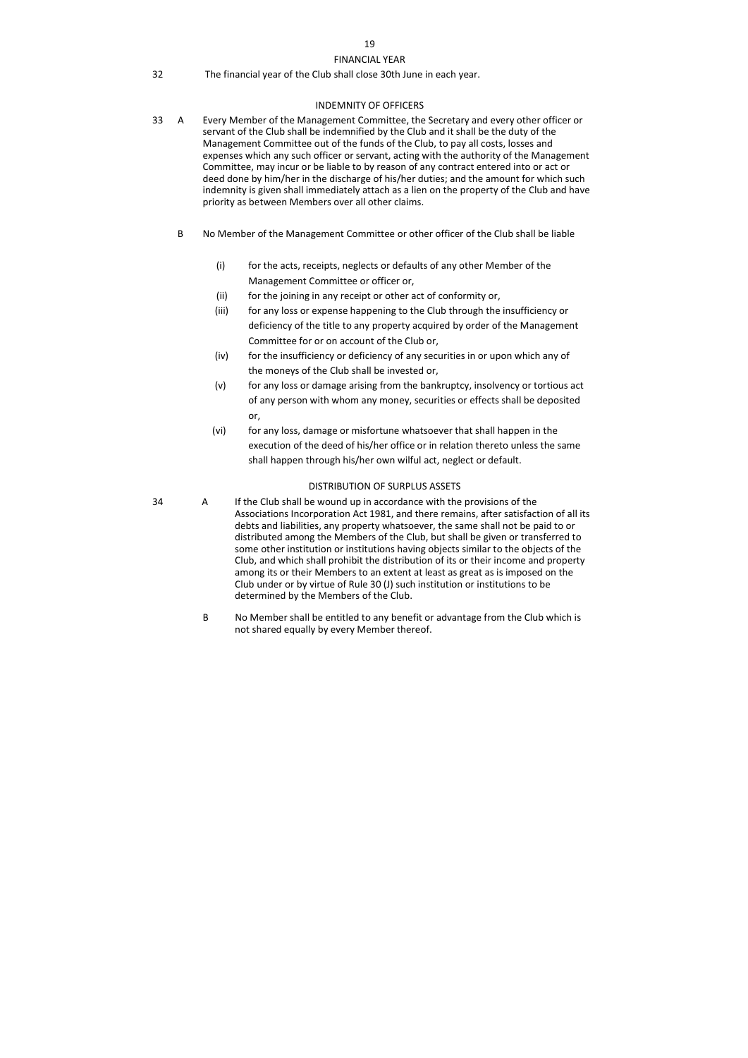## FINANCIAL YEAR

32 The financial year of the Club shall close 30th June in each year.

## INDEMNITY OF OFFICERS

33 A Every Member of the Management Committee, the Secretary and every other officer or servant of the Club shall be indemnified by the Club and it shall be the duty of the Management Committee out of the funds of the Club, to pay all costs, losses and expenses which any such officer or servant, acting with the authority of the Management Committee, may incur or be liable to by reason of any contract entered into or act or deed done by him/her in the discharge of his/her duties; and the amount for which such indemnity is given shall immediately attach as a lien on the property of the Club and have priority as between Members over all other claims.

B No Member of the Management Committee or other officer of the Club shall be liable

(i) for the acts, receipts, neglects or defaults of any other Member of the Management Committee or officer or,

(ii) for the joining in any receipt or other act of conformity or,

(iii) for any loss or expense happening to the Club through the insufficiency or deficiency of the title to any property acquired by order of the Management Committee for or on account of the Club or,

(iv) for the insufficiency or deficiency of any securities in or upon which any of the moneys of the Club shall be invested or,

(v) for any loss or damage arising from the bankruptcy, insolvency or tortious act of any person with whom any money, securities or effects shall be deposited or,

(vi) for any loss, damage or misfortune whatsoever that shall happen in the execution of the deed of his/her office or in relation thereto unless the same shall happen through his/her own wilful act, neglect or default.

## DISTRIBUTION OF SURPLUS ASSETS

34 A If the Club shall be wound up in accordance with the provisions of the Associations Incorporation Act 1981, and there remains, after satisfaction of all its debts and liabilities, any property whatsoever, the same shall not be paid to or distributed among the Members of the Club, but shall be given or transferred to some other institution or institutions having objects similar to the objects of the Club, and which shall prohibit the distribution of its or their income and property among its or their Members to an extent at least as great as is imposed on the Club under or by virtue of Rule 30 (J) such institution or institutions to be determined by the Members of the Club.

B No Member shall be entitled to any benefit or advantage from the Club which is not shared equally by every Member thereof.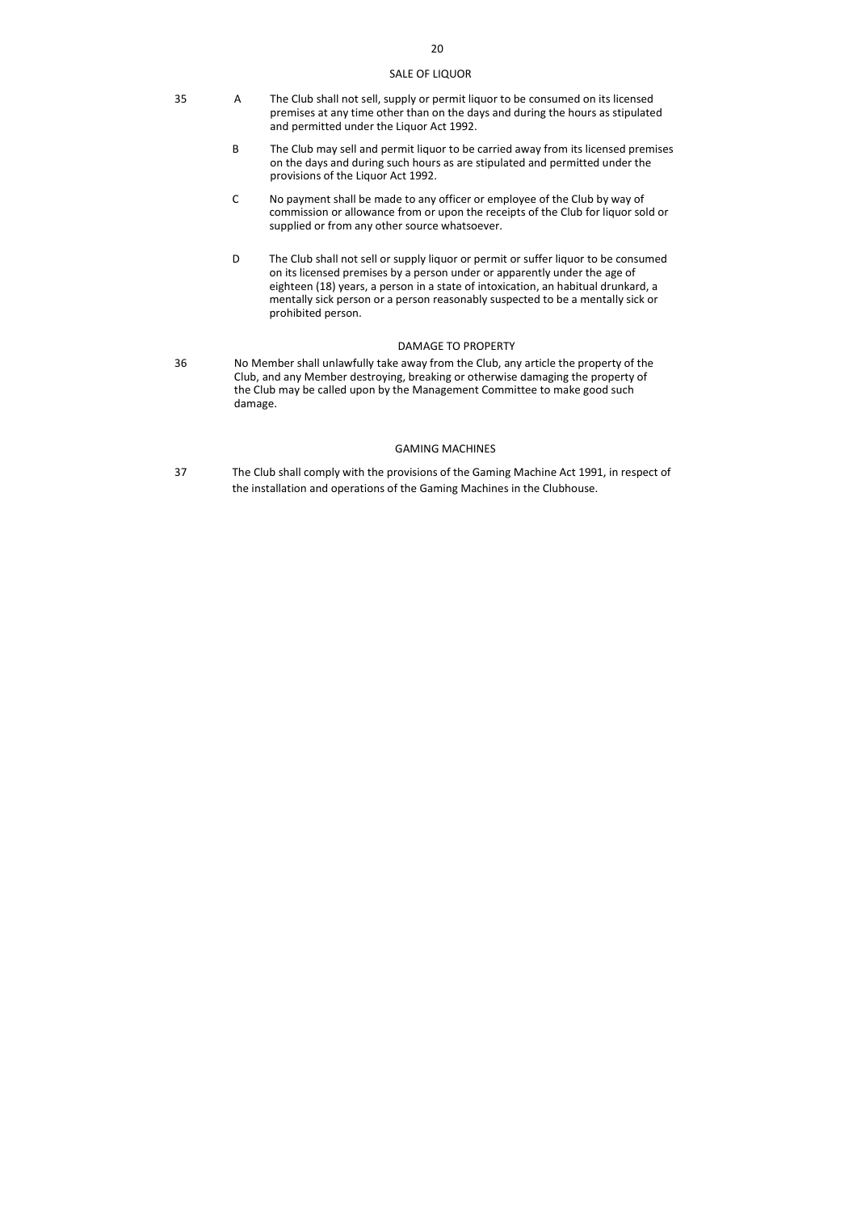## SALE OF LIQUOR

35 A The Club shall not sell, supply or permit liquor to be consumed on its licensed premises at any time other than on the days and during the hours as stipulated and permitted under the Liquor Act 1992.

B The Club may sell and permit liquor to be carried away from its licensed premises on the days and during such hours as are stipulated and permitted under the provisions of the Liquor Act 1992.

C No payment shall be made to any officer or employee of the Club by way of commission or allowance from or upon the receipts of the Club for liquor sold or supplied or from any other source whatsoever.

D The Club shall not sell or supply liquor or permit or suffer liquor to be consumed on its licensed premises by a person under or apparently under the age of eighteen (18) years, a person in a state of intoxication, an habitual drunkard, a mentally sick person or a person reasonably suspected to be a mentally sick or prohibited person.

## DAMAGE TO PROPERTY

36 No Member shall unlawfully take away from the Club, any article the property of the Club, and any Member destroying, breaking or otherwise damaging the property of the Club may be called upon by the Management Committee to make good such damage.

## GAMING MACHINES

37 The Club shall comply with the provisions of the Gaming Machine Act 1991, in respect of the installation and operations of the Gaming Machines in the Clubhouse.